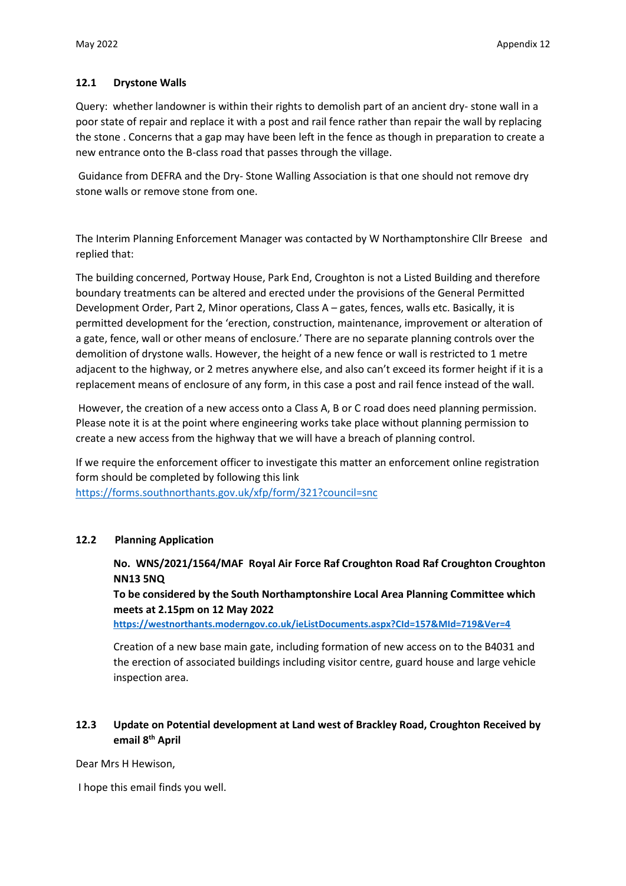### 12.1 Drystone Walls

Query: whether landowner is within their rights to demolish part of an ancient dry- stone wall in a poor state of repair and replace it with a post and rail fence rather than repair the wall by replacing the stone . Concerns that a gap may have been left in the fence as though in preparation to create a new entrance onto the B-class road that passes through the village.

Guidance from DEFRA and the Dry- Stone Walling Association is that one should not remove dry stone walls or remove stone from one.

The Interim Planning Enforcement Manager was contacted by W Northamptonshire Cllr Breese and replied that:

The building concerned, Portway House, Park End, Croughton is not a Listed Building and therefore boundary treatments can be altered and erected under the provisions of the General Permitted Development Order, Part 2, Minor operations, Class A – gates, fences, walls etc. Basically, it is permitted development for the 'erection, construction, maintenance, improvement or alteration of a gate, fence, wall or other means of enclosure.' There are no separate planning controls over the demolition of drystone walls. However, the height of a new fence or wall is restricted to 1 metre adjacent to the highway, or 2 metres anywhere else, and also can't exceed its former height if it is a replacement means of enclosure of any form, in this case a post and rail fence instead of the wall.

However, the creation of a new access onto a Class A, B or C road does need planning permission. Please note it is at the point where engineering works take place without planning permission to create a new access from the highway that we will have a breach of planning control.

If we require the enforcement officer to investigate this matter an enforcement online registration form should be completed by following this link https://forms.southnorthants.gov.uk/xfp/form/321?council=snc

### 12.2 Planning Application

**No. WNS/2021/1564/MAF Royal Air Force Raf Croughton Road Raf Croughton Croughton NN13 5NQ**
**To be considered by the South Northamptonshire Local Area Planning Committee which meets at 2.15pm on 12 May 2022**
**https://westnorthants.moderngov.co.uk/ieListDocuments.aspx?CId=157&MId=719&Ver=4**

Creation of a new base main gate, including formation of new access on to the B4031 and the erection of associated buildings including visitor centre, guard house and large vehicle inspection area.

### 12.3 Update on Potential development at Land west of Brackley Road, Croughton Received by email 8th April

Dear Mrs H Hewison,

I hope this email finds you well.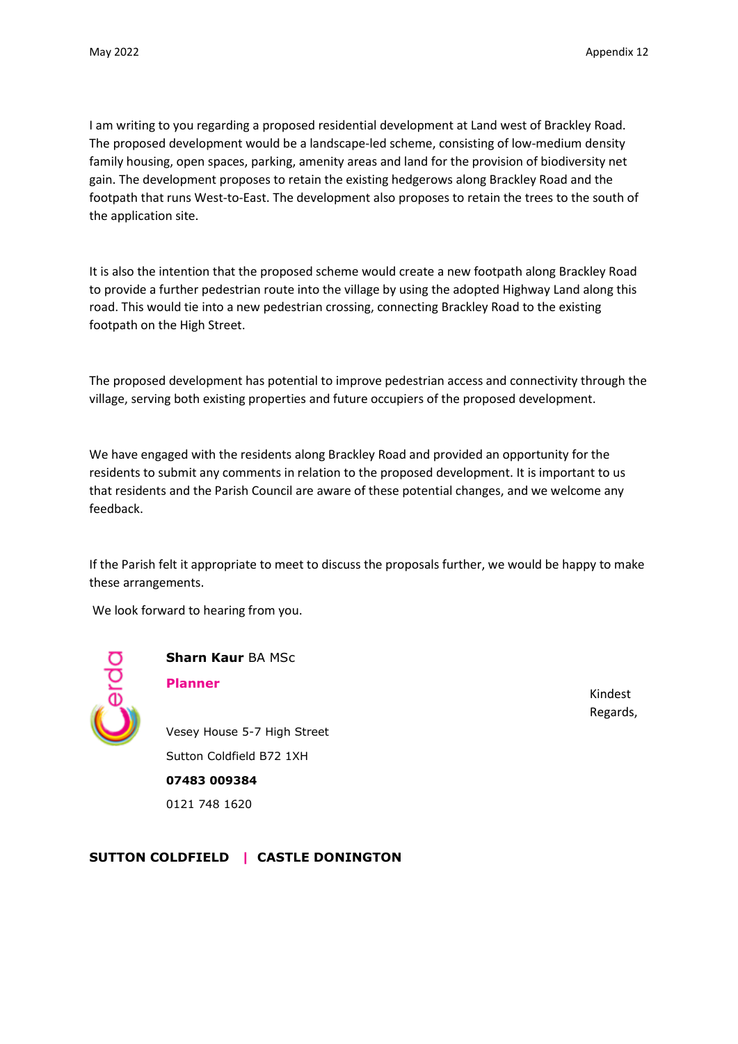I am writing to you regarding a proposed residential development at Land west of Brackley Road. The proposed development would be a landscape-led scheme, consisting of low-medium density family housing, open spaces, parking, amenity areas and land for the provision of biodiversity net gain. The development proposes to retain the existing hedgerows along Brackley Road and the footpath that runs West-to-East. The development also proposes to retain the trees to the south of the application site.

It is also the intention that the proposed scheme would create a new footpath along Brackley Road to provide a further pedestrian route into the village by using the adopted Highway Land along this road. This would tie into a new pedestrian crossing, connecting Brackley Road to the existing footpath on the High Street.

The proposed development has potential to improve pedestrian access and connectivity through the village, serving both existing properties and future occupiers of the proposed development.

We have engaged with the residents along Brackley Road and provided an opportunity for the residents to submit any comments in relation to the proposed development. It is important to us that residents and the Parish Council are aware of these potential changes, and we welcome any feedback.

If the Parish felt it appropriate to meet to discuss the proposals further, we would be happy to make these arrangements.

We look forward to hearing from you.

Kindest Regards,

**Sharn Kaur** BA MSc

**Planner**

Vesey House 5-7 High Street

Sutton Coldfield B72 1XH

**07483 009384**

0121 748 1620

**SUTTON COLDFIELD | CASTLE DONINGTON**